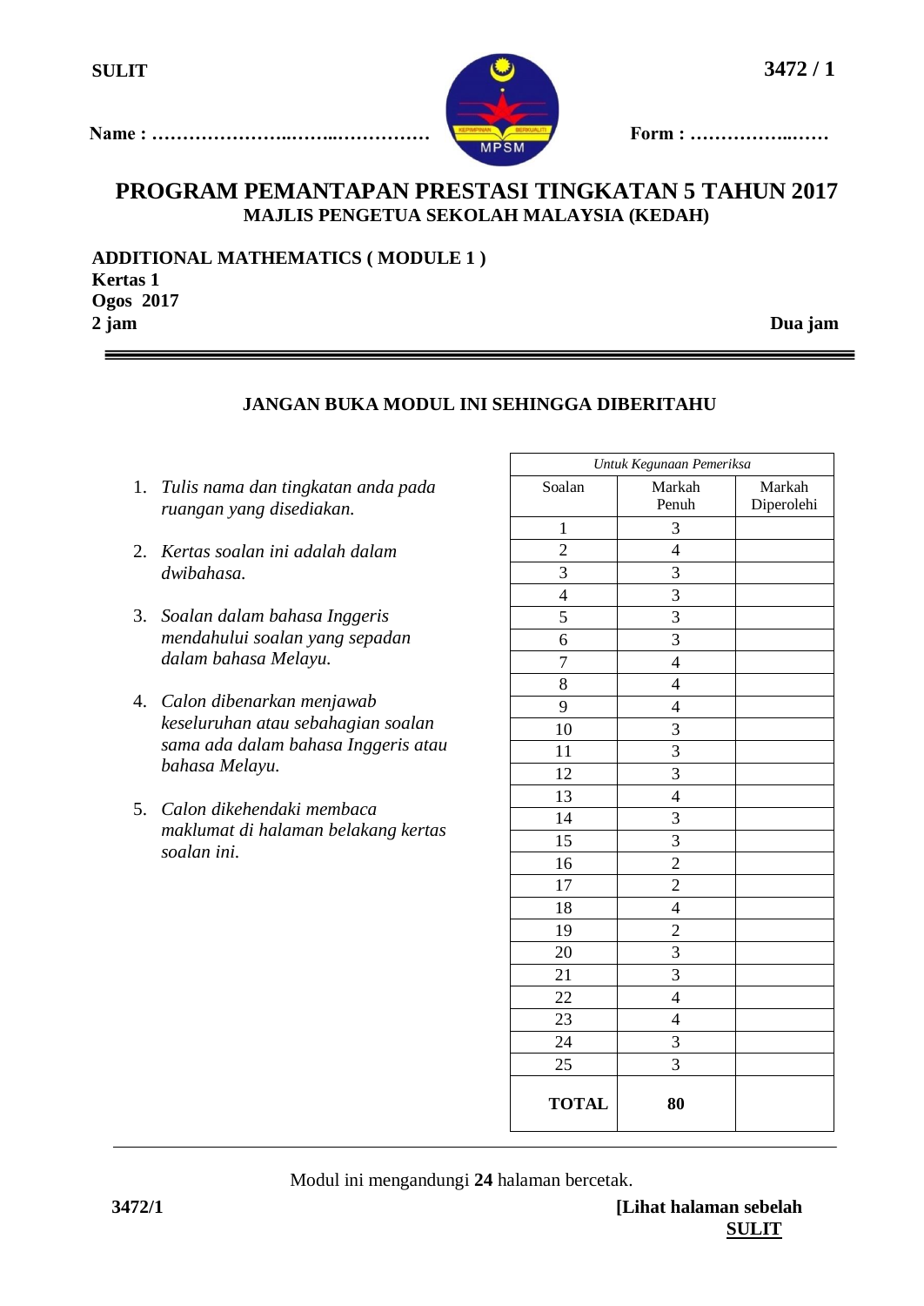SULIT **3472 / 1**

**Name : ……………………..……..……………** **Form : ……………..……**

# PROGRAM PEMANTAPAN PRESTASI TINGKATAN 5 TAHUN 2017

## MAJLIS PENGETUA SEKOLAH MALAYSIA (KEDAH)

**ADDITIONAL MATHEMATICS ( MODULE 1 )**
**Kertas 1**
**Ogos 2017**
**2 jam** **Dua jam**

---

**JANGAN BUKA MODUL INI SEHINGGA DIBERITAHU**

1. *Tulis nama dan tingkatan anda pada ruangan yang disediakan.*

2. *Kertas soalan ini adalah dalam dwibahasa.*

3. *Soalan dalam bahasa Inggeris mendahului soalan yang sepadan dalam bahasa Melayu.*

4. *Calon dibenarkan menjawab keseluruhan atau sebahagian soalan sama ada dalam bahasa Inggeris atau bahasa Melayu.*

5. *Calon dikehendaki membaca maklumat di halaman belakang kertas soalan ini.*

| *Untuk Kegunaan Pemeriksa* | | |
|---|---|---|
| Soalan | Markah Penuh | Markah Diperolehi |
| 1 | 3 | |
| 2 | 4 | |
| 3 | 3 | |
| 4 | 3 | |
| 5 | 3 | |
| 6 | 3 | |
| 7 | 4 | |
| 8 | 4 | |
| 9 | 4 | |
| 10 | 3 | |
| 11 | 3 | |
| 12 | 3 | |
| 13 | 4 | |
| 14 | 3 | |
| 15 | 3 | |
| 16 | 2 | |
| 17 | 2 | |
| 18 | 4 | |
| 19 | 2 | |
| 20 | 3 | |
| 21 | 3 | |
| 22 | 4 | |
| 23 | 4 | |
| 24 | 3 | |
| 25 | 3 | |
| **TOTAL** | **80** | |

Modul ini mengandungi **24** halaman bercetak.

**[Lihat halaman sebelah**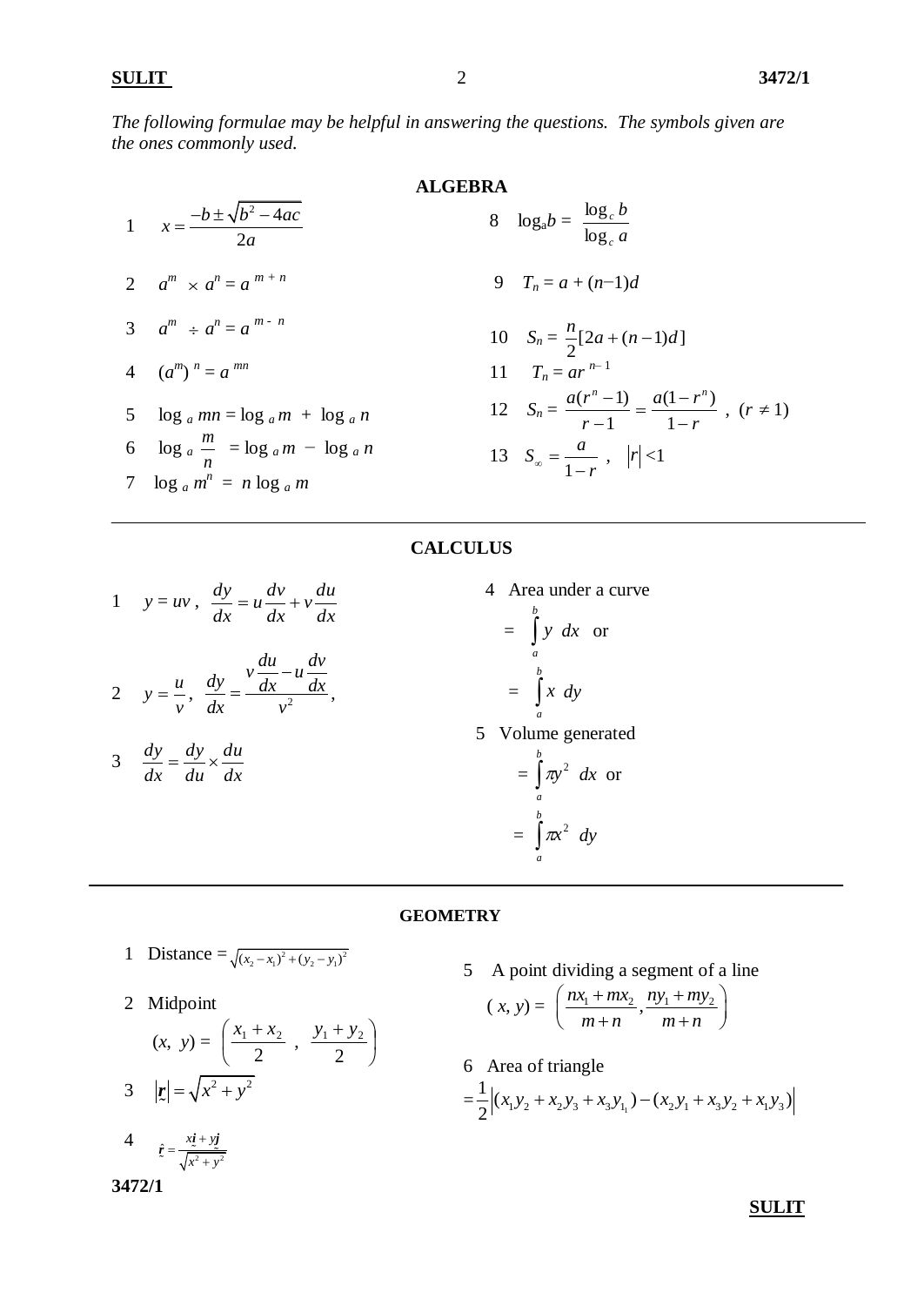*The following formulae may be helpful in answering the questions. The symbols given are the ones commonly used.*

## ALGEBRA

1. $x = \dfrac{-b \pm \sqrt{b^2 - 4ac}}{2a}$

2. $a^m \times a^n = a^{m+n}$

3. $a^m \div a^n = a^{m-n}$

4. $(a^m)^n = a^{mn}$

5. $\log_a mn = \log_a m + \log_a n$

6. $\log_a \dfrac{m}{n} = \log_a m - \log_a n$

7. $\log_a m^n = n \log_a m$

8. $\log_a b = \dfrac{\log_c b}{\log_c a}$

9. $T_n = a + (n-1)d$

10. $S_n = \dfrac{n}{2}[2a + (n-1)d]$

11. $T_n = ar^{n-1}$

12. $S_n = \dfrac{a(r^n - 1)}{r-1} = \dfrac{a(1-r^n)}{1-r}$ , $(r \neq 1)$

13. $S_\infty = \dfrac{a}{1-r}$ , $|r| < 1$

## CALCULUS

1. $y = uv$ , $\dfrac{dy}{dx} = u\dfrac{dv}{dx} + v\dfrac{du}{dx}$

2. $y = \dfrac{u}{v}$ , $\dfrac{dy}{dx} = \dfrac{v\dfrac{du}{dx} - u\dfrac{dv}{dx}}{v^2}$,

3. $\dfrac{dy}{dx} = \dfrac{dy}{du} \times \dfrac{du}{dx}$

4. Area under a curve

   $= \displaystyle\int_a^b y \, dx$ or

   $= \displaystyle\int_a^b x \, dy$

5. Volume generated

   $= \displaystyle\int_a^b \pi y^2 \, dx$ or

   $= \displaystyle\int_a^b \pi x^2 \, dy$

## GEOMETRY

1. Distance $= \sqrt{(x_2 - x_1)^2 + (y_2 - y_1)^2}$

2. Midpoint

   $(x, y) = \left( \dfrac{x_1 + x_2}{2} , \dfrac{y_1 + y_2}{2} \right)$

3. $|\underset{\sim}{r}| = \sqrt{x^2 + y^2}$

4. $\hat{\underset{\sim}{r}} = \dfrac{x\underset{\sim}{i} + y\underset{\sim}{j}}{\sqrt{x^2 + y^2}}$

5. A point dividing a segment of a line

   $(x, y) = \left( \dfrac{nx_1 + mx_2}{m+n}, \dfrac{ny_1 + my_2}{m+n} \right)$

6. Area of triangle

   $= \dfrac{1}{2}\left|(x_1y_2 + x_2y_3 + x_3y_1) - (x_2y_1 + x_3y_2 + x_1y_3)\right|$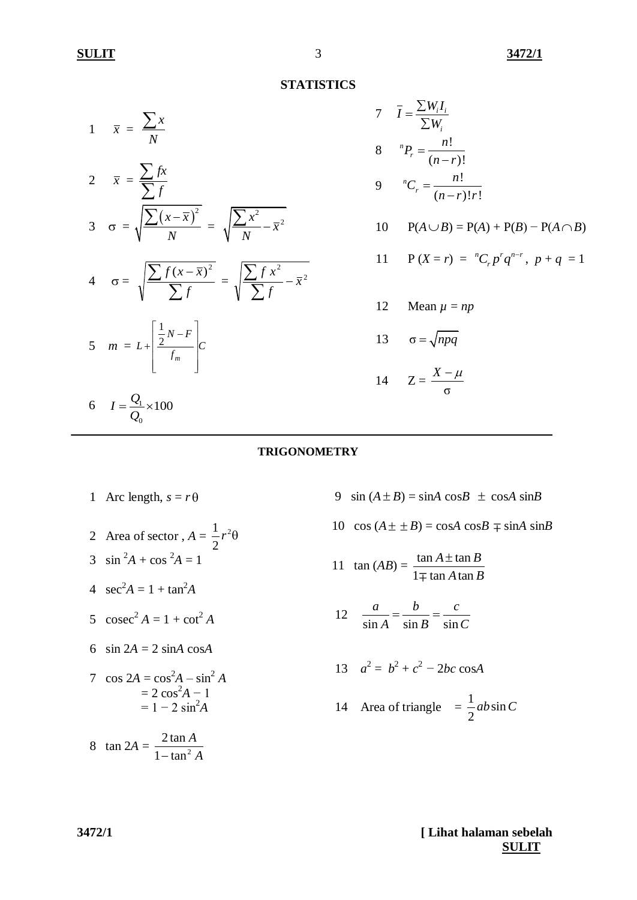## STATISTICS

1 $\bar{x} = \dfrac{\sum x}{N}$

2 $\bar{x} = \dfrac{\sum fx}{\sum f}$

3 $\sigma = \sqrt{\dfrac{\sum (x - \bar{x})^2}{N}} = \sqrt{\dfrac{\sum x^2}{N} - \bar{x}^2}$

4 $\sigma = \sqrt{\dfrac{\sum f(x - \bar{x})^2}{\sum f}} = \sqrt{\dfrac{\sum f x^2}{\sum f} - \bar{x}^2}$

5 $m = L + \left[ \dfrac{\frac{1}{2}N - F}{f_m} \right] C$

6 $I = \dfrac{Q_1}{Q_0} \times 100$

7 $\bar{I} = \dfrac{\sum W_i I_i}{\sum W_i}$

8 ${}^nP_r = \dfrac{n!}{(n-r)!}$

9 ${}^nC_r = \dfrac{n!}{(n-r)!\,r!}$

10 $P(A \cup B) = P(A) + P(B) - P(A \cap B)$

11 $P(X = r) = {}^nC_r\, p^r q^{n-r}, \; p + q = 1$

12 Mean $\mu = np$

13 $\sigma = \sqrt{npq}$

14 $Z = \dfrac{X - \mu}{\sigma}$

---

## TRIGONOMETRY

1 Arc length, $s = r\theta$

2 Area of sector, $A = \dfrac{1}{2} r^2 \theta$

3 $\sin^2 A + \cos^2 A = 1$

4 $\sec^2 A = 1 + \tan^2 A$

5 $\operatorname{cosec}^2 A = 1 + \cot^2 A$

6 $\sin 2A = 2 \sin A \cos A$

7 $\cos 2A = \cos^2 A - \sin^2 A$
$= 2\cos^2 A - 1$
$= 1 - 2\sin^2 A$

8 $\tan 2A = \dfrac{2 \tan A}{1 - \tan^2 A}$

9 $\sin (A \pm B) = \sin A \cos B \pm \cos A \sin B$

10 $\cos (A \pm \pm B) = \cos A \cos B \mp \sin A \sin B$

11 $\tan (AB) = \dfrac{\tan A \pm \tan B}{1 \mp \tan A \tan B}$

12 $\dfrac{a}{\sin A} = \dfrac{b}{\sin B} = \dfrac{c}{\sin C}$

13 $a^2 = b^2 + c^2 - 2bc \cos A$

14 Area of triangle $= \dfrac{1}{2} ab \sin C$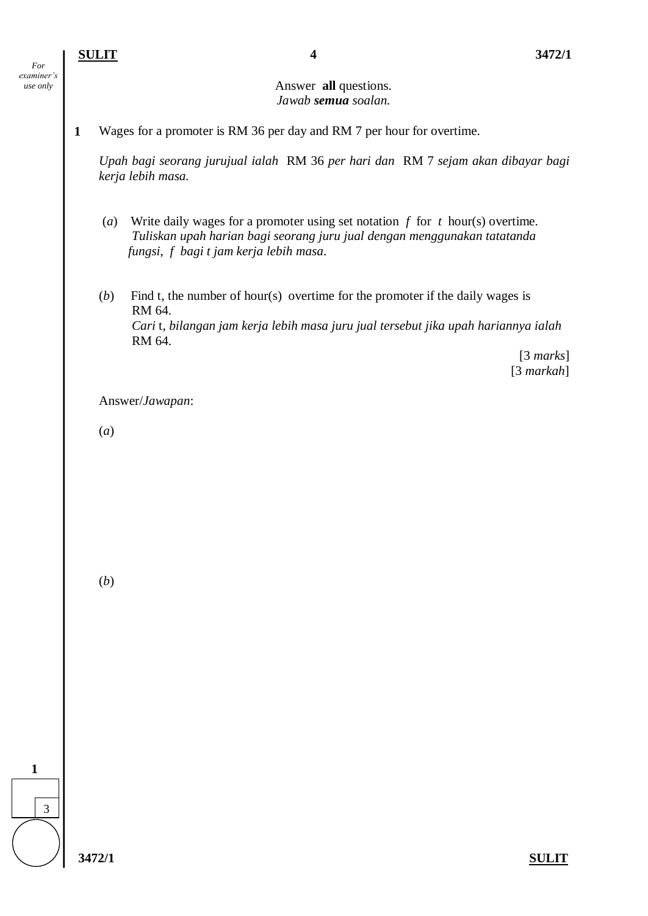Answer **all** questions.
*Jawab **semua** soalan.*

**1** Wages for a promoter is RM 36 per day and RM 7 per hour for overtime.

*Upah bagi seorang jurujual ialah* RM 36 *per hari dan* RM 7 *sejam akan dibayar bagi kerja lebih masa.*

(*a*) Write daily wages for a promoter using set notation $f$ for $t$ hour(s) overtime.
*Tuliskan upah harian bagi seorang juru jual dengan menggunakan tatatanda fungsi, $f$ bagi $t$ jam kerja lebih masa.*

(*b*) Find t, the number of hour(s) overtime for the promoter if the daily wages is RM 64.
*Cari* t, *bilangan jam kerja lebih masa juru jual tersebut jika upah hariannya ialah* RM 64.

[3 *marks*]
[3 *markah*]

Answer/*Jawapan*:

(*a*)

(*b*)

1

3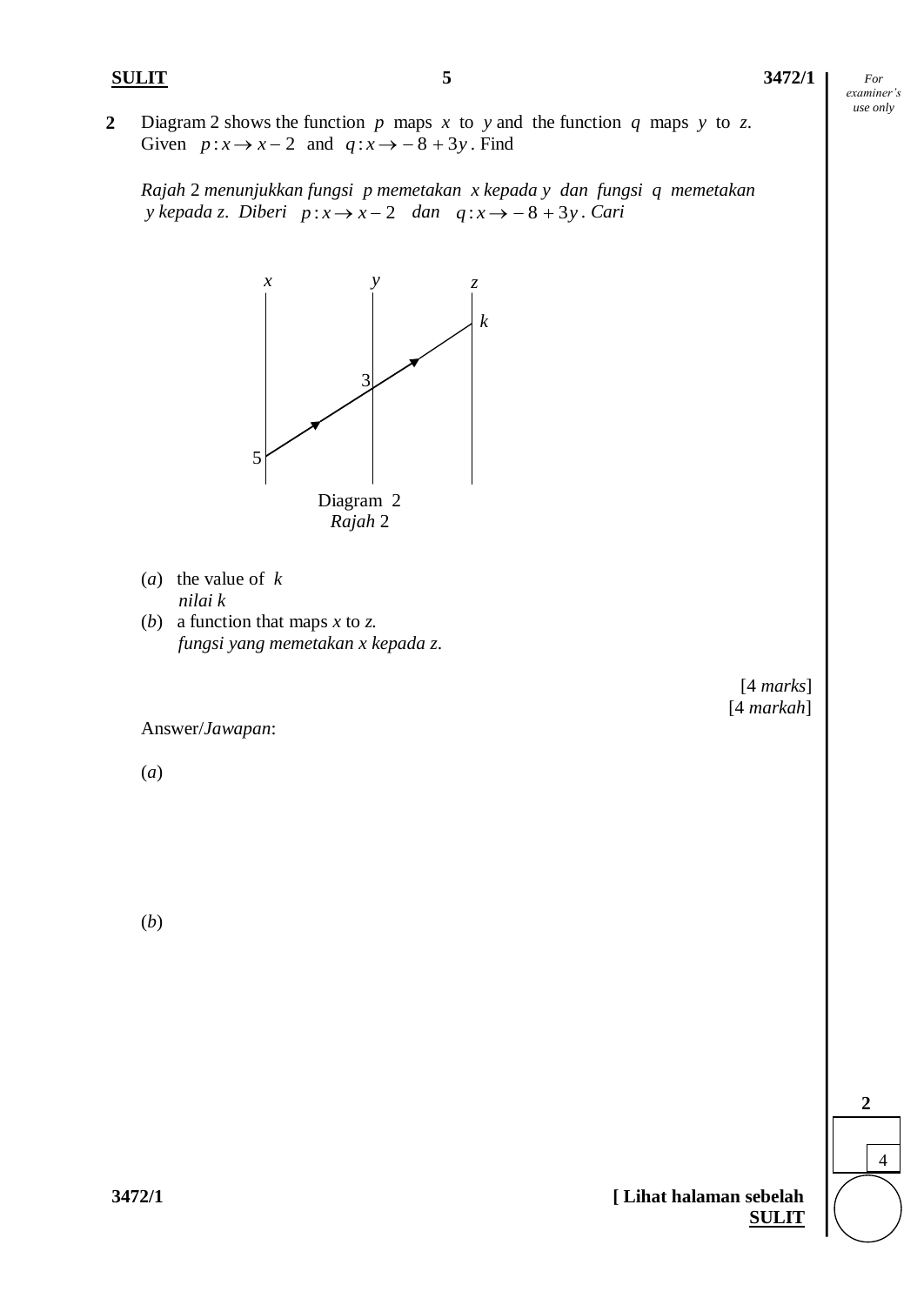**2** Diagram 2 shows the function $p$ maps $x$ to $y$ and the function $q$ maps $y$ to $z$.
Given $p: x \rightarrow x - 2$ and $q: x \rightarrow -8 + 3y$. Find

*Rajah* 2 *menunjukkan fungsi p memetakan x kepada y dan fungsi q memetakan y kepada z. Diberi* $p: x \rightarrow x - 2$ *dan* $q: x \rightarrow -8 + 3y$. *Cari*

x y z

k

3

5

Diagram 2
*Rajah* 2

(*a*) the value of $k$
*nilai k*

(*b*) a function that maps $x$ to $z$.
*fungsi yang memetakan x kepada z.*

[4 *marks*]
[4 *markah*]

Answer/*Jawapan*:

(*a*)

(*b*)

2

4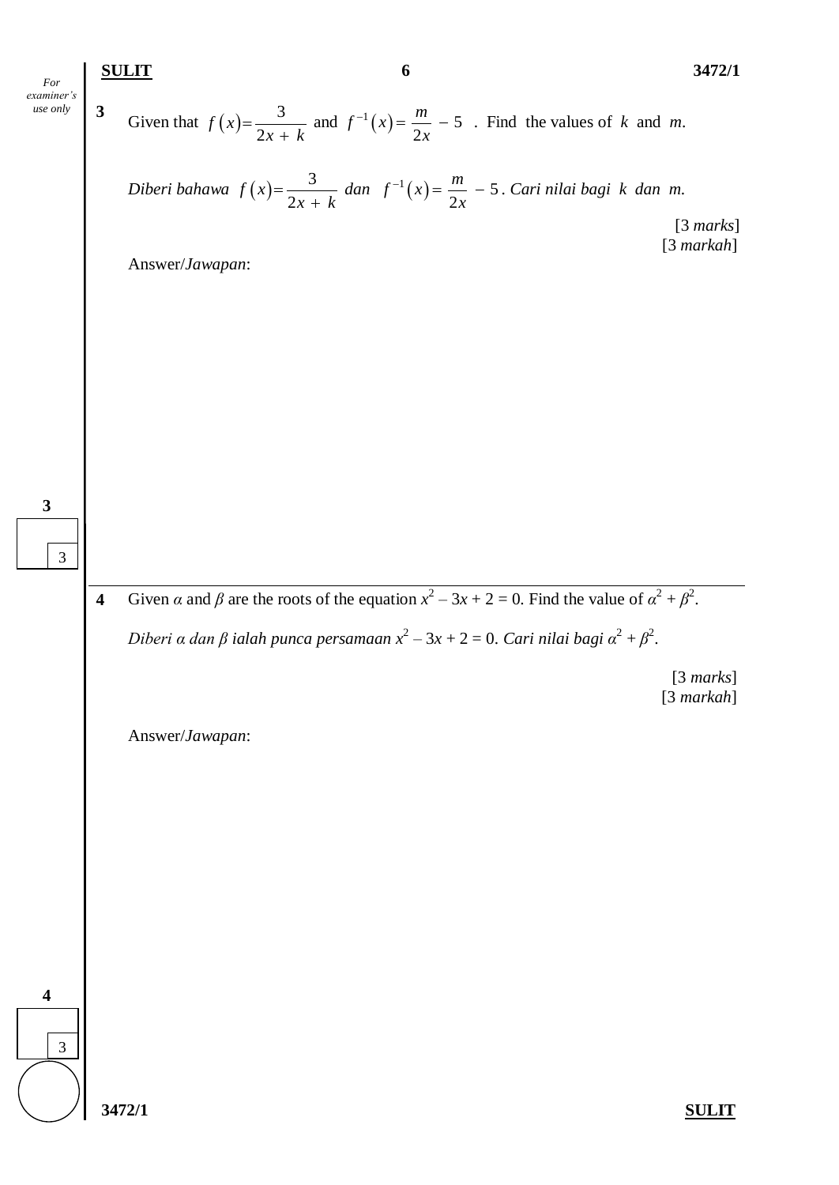**3** Given that $f(x) = \dfrac{3}{2x + k}$ and $f^{-1}(x) = \dfrac{m}{2x} - 5$ . Find the values of $k$ and $m$.

*Diberi bahawa* $f(x) = \dfrac{3}{2x + k}$ *dan* $f^{-1}(x) = \dfrac{m}{2x} - 5$. *Cari nilai bagi* $k$ *dan* $m$.

[3 *marks*]
[3 *markah*]

Answer/*Jawapan*:

**4** Given $\alpha$ and $\beta$ are the roots of the equation $x^2 - 3x + 2 = 0$. Find the value of $\alpha^2 + \beta^2$.

*Diberi* $\alpha$ *dan* $\beta$ *ialah punca persamaan* $x^2 - 3x + 2 = 0$. *Cari nilai bagi* $\alpha^2 + \beta^2$.

[3 *marks*]
[3 *markah*]

Answer/*Jawapan*: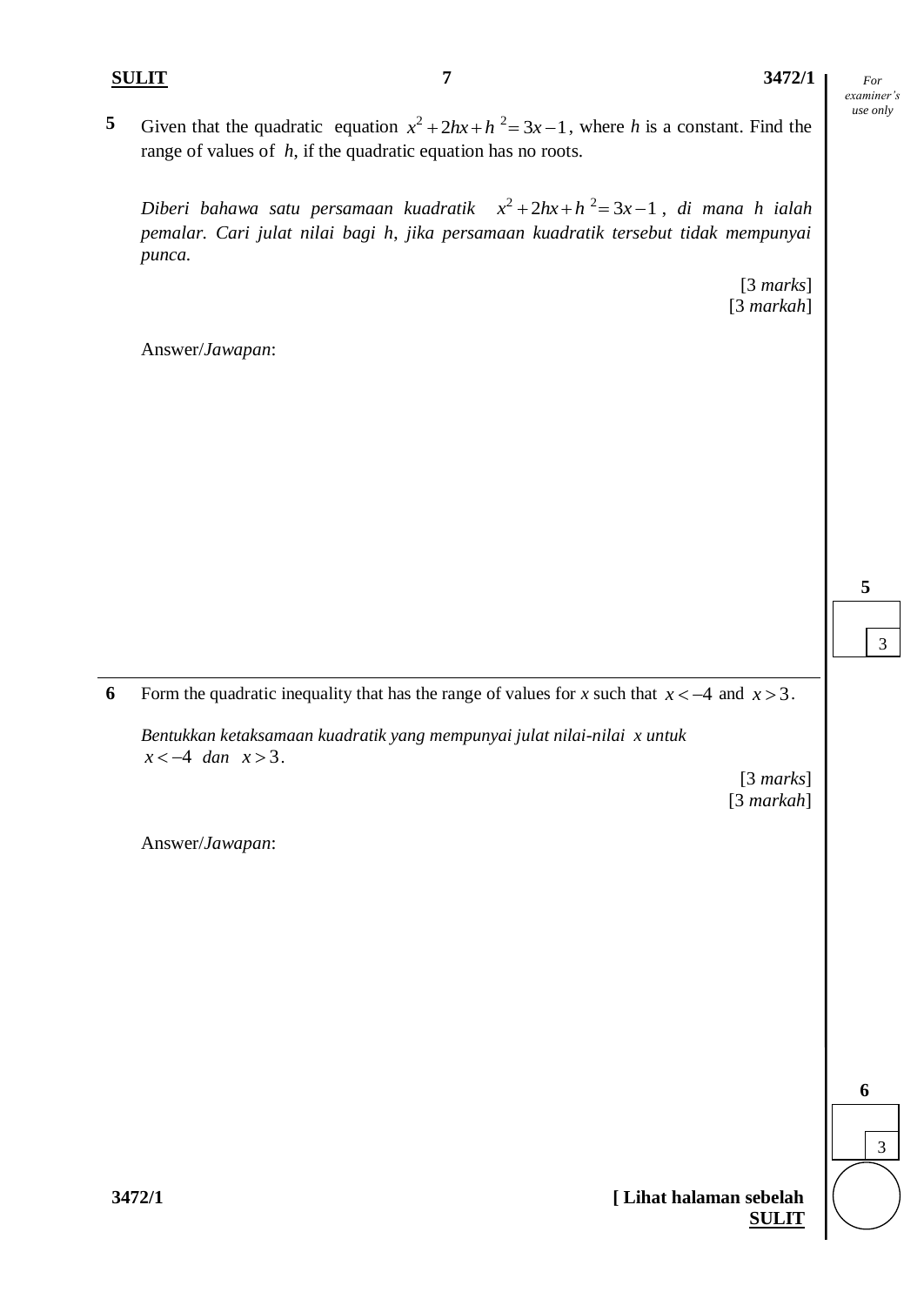**5** Given that the quadratic equation $x^2 + 2hx + h^2 = 3x - 1$, where $h$ is a constant. Find the range of values of $h$, if the quadratic equation has no roots.

*Diberi bahawa satu persamaan kuadratik $x^2 + 2hx + h^2 = 3x - 1$, di mana h ialah pemalar. Cari julat nilai bagi h, jika persamaan kuadratik tersebut tidak mempunyai punca.*

[3 *marks*]
[3 *markah*]

Answer/*Jawapan*:

---

**6** Form the quadratic inequality that has the range of values for $x$ such that $x < -4$ and $x > 3$.

*Bentukkan ketaksamaan kuadratik yang mempunyai julat nilai-nilai x untuk $x < -4$ dan $x > 3$.*

[3 *marks*]
[3 *markah*]

Answer/*Jawapan*: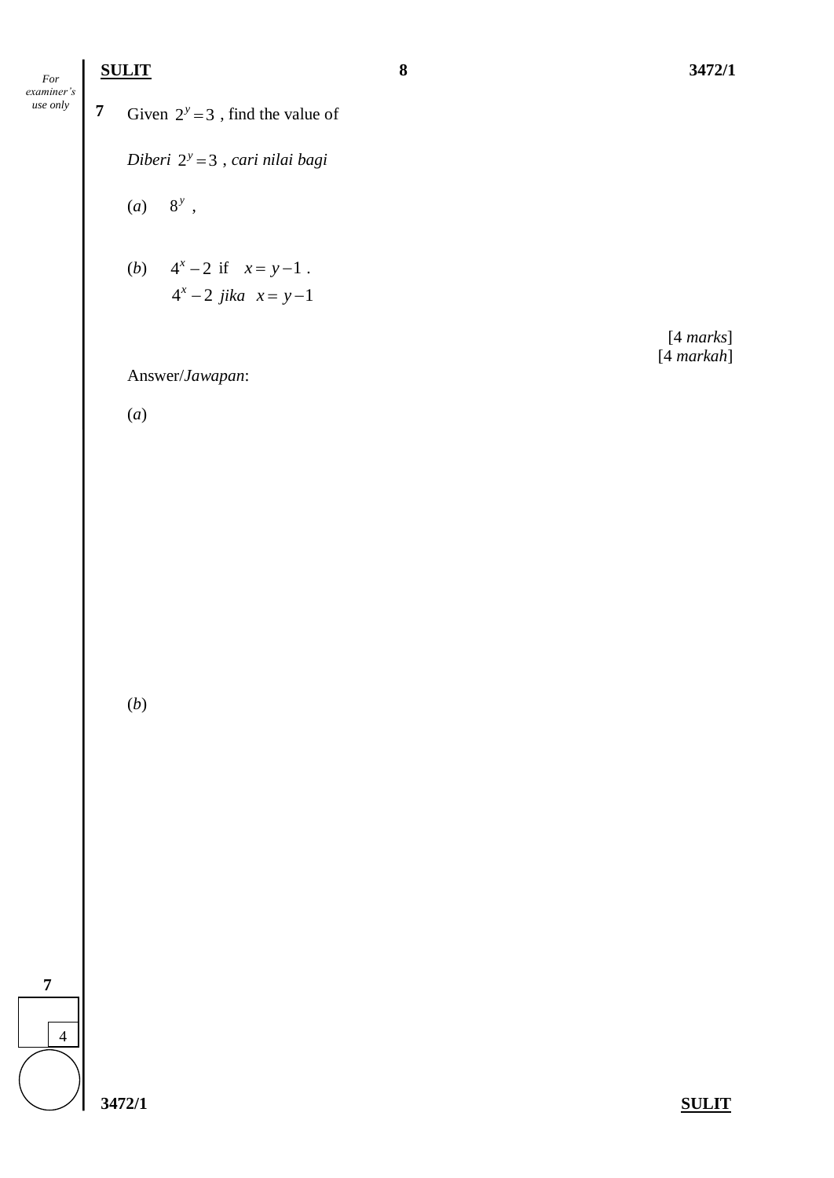**7** Given $2^y = 3$ , find the value of

*Diberi* $2^y = 3$ , *cari nilai bagi*

(*a*) $8^y$ ,

(*b*) $4^x - 2$ if $x = y - 1$ .
$4^x - 2$ *jika* $x = y - 1$

[4 *marks*]
[4 *markah*]

Answer/*Jawapan*:

(*a*)

(*b*)

7

4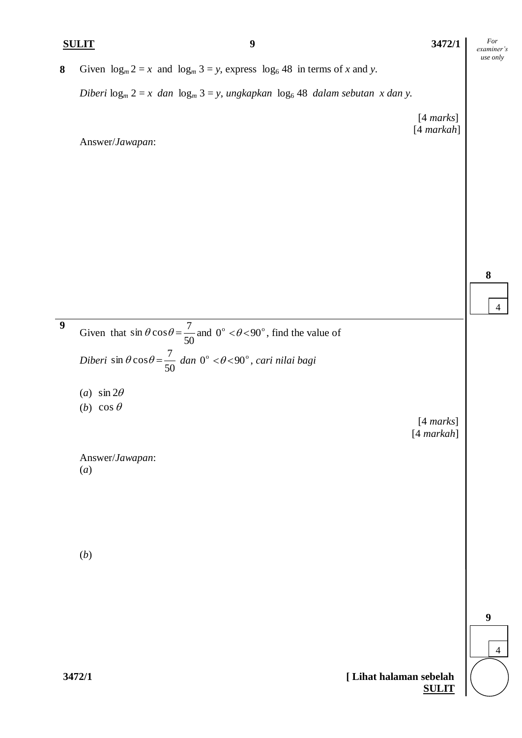**8** Given $\log_m 2 = x$ and $\log_m 3 = y$, express $\log_6 48$ in terms of $x$ and $y$.

*Diberi* $\log_m 2 = x$ *dan* $\log_m 3 = y$, *ungkapkan* $\log_6 48$ *dalam sebutan* $x$ *dan* $y$.

[4 *marks*]
[4 *markah*]

Answer/*Jawapan*:

---

**9** Given that $\sin\theta\cos\theta = \dfrac{7}{50}$ and $0^\circ < \theta < 90^\circ$, find the value of

*Diberi* $\sin\theta\cos\theta = \dfrac{7}{50}$ *dan* $0^\circ < \theta < 90^\circ$, *cari nilai bagi*

(*a*) $\sin 2\theta$

(*b*) $\cos\theta$

[4 *marks*]
[4 *markah*]

Answer/*Jawapan*:

(*a*)

(*b*)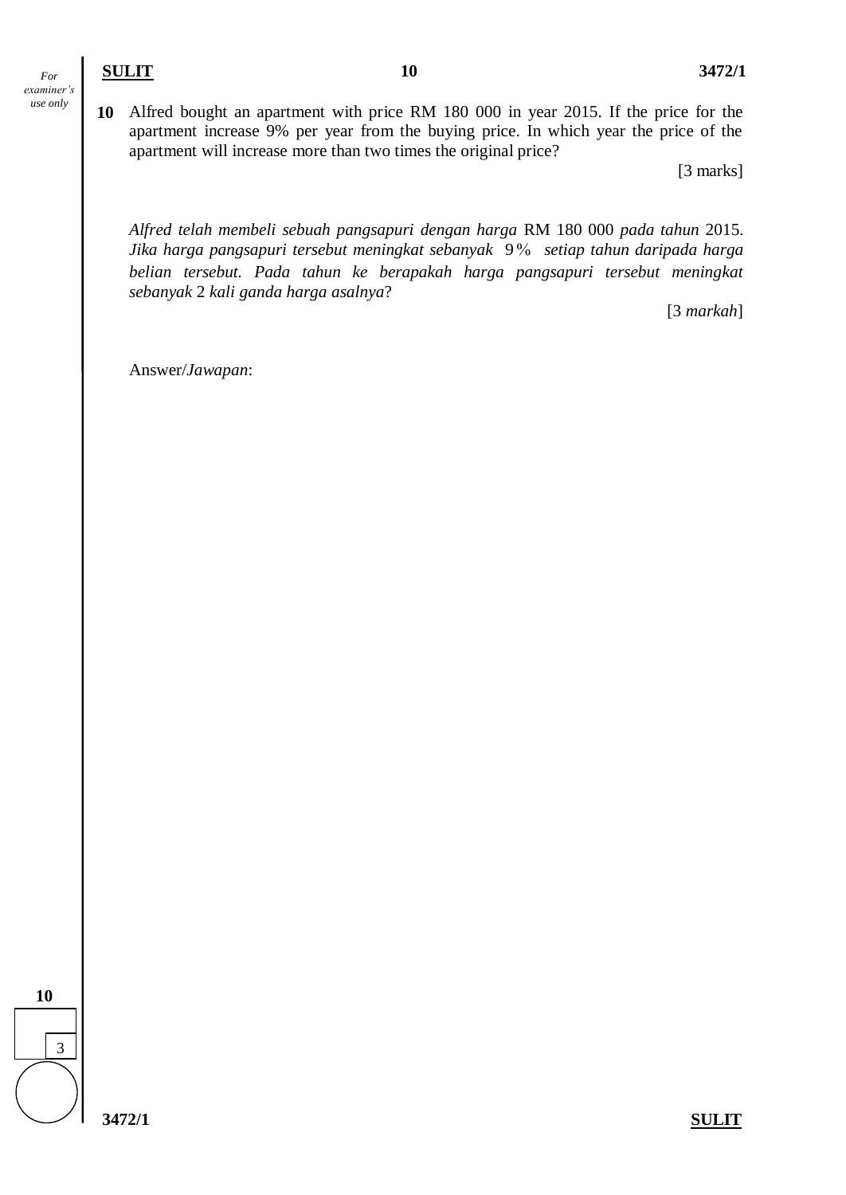**10** Alfred bought an apartment with price RM 180 000 in year 2015. If the price for the apartment increase 9% per year from the buying price. In which year the price of the apartment will increase more than two times the original price?

[3 marks]

*Alfred telah membeli sebuah pangsapuri dengan harga* RM 180 000 *pada tahun* 2015. *Jika harga pangsapuri tersebut meningkat sebanyak* 9% *setiap tahun daripada harga belian tersebut. Pada tahun ke berapakah harga pangsapuri tersebut meningkat sebanyak* 2 *kali ganda harga asalnya*?

[3 *markah*]

Answer/*Jawapan*:

| 10 |
| --- |
| 3 |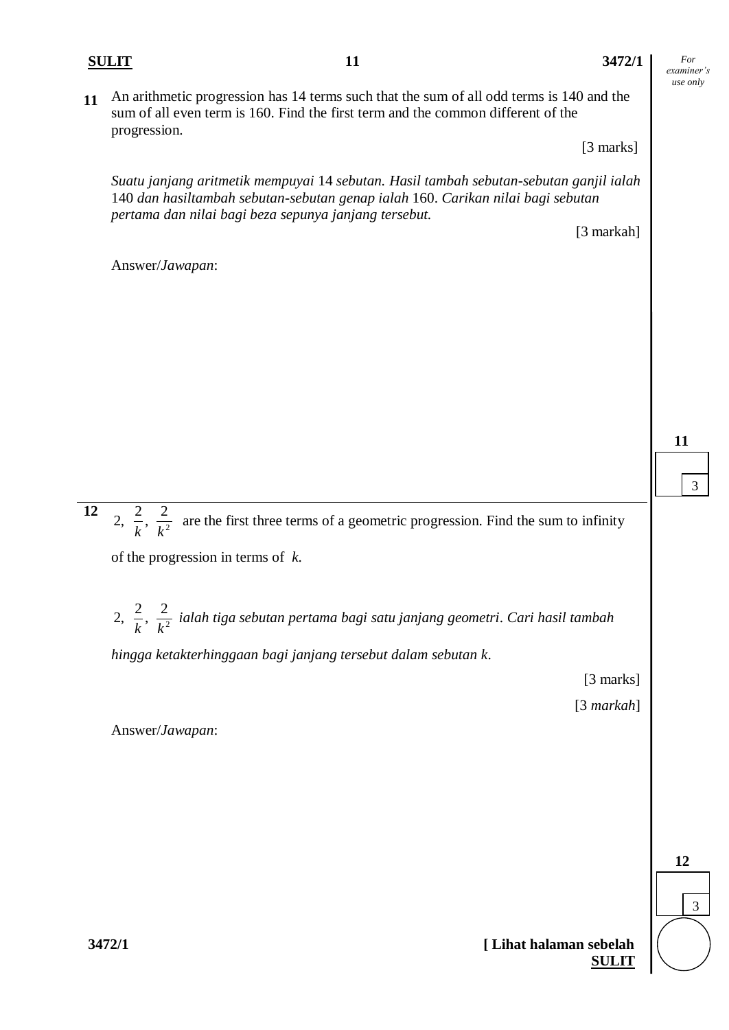**11** An arithmetic progression has 14 terms such that the sum of all odd terms is 140 and the sum of all even term is 160. Find the first term and the common different of the progression.

[3 marks]

*Suatu janjang aritmetik mempuyai* 14 *sebutan. Hasil tambah sebutan-sebutan ganjil ialah* 140 *dan hasiltambah sebutan-sebutan genap ialah* 160. *Carikan nilai bagi sebutan pertama dan nilai bagi beza sepunya janjang tersebut.*

[3 markah]

Answer/*Jawapan*:

---

**12** $2, \frac{2}{k}, \frac{2}{k^2}$ are the first three terms of a geometric progression. Find the sum to infinity of the progression in terms of $k$.

$2, \frac{2}{k}, \frac{2}{k^2}$ *ialah tiga sebutan pertama bagi satu janjang geometri. Cari hasil tambah hingga ketakterhinggaan bagi janjang tersebut dalam sebutan k.*

[3 marks]

[3 *markah*]

Answer/*Jawapan*: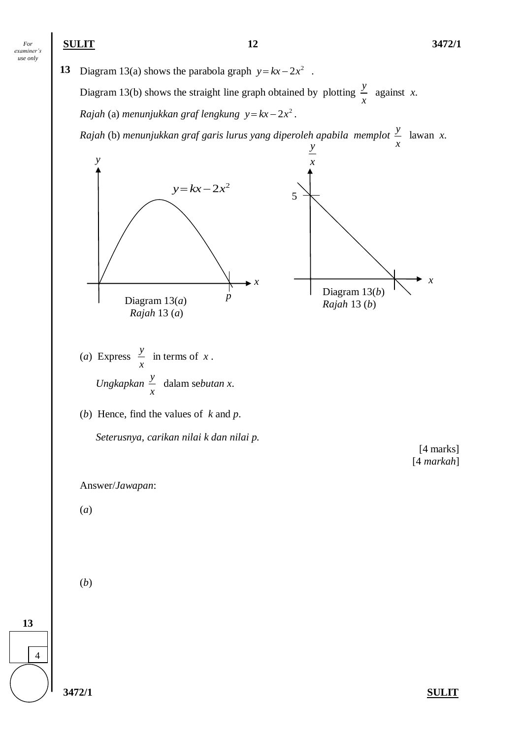**13** Diagram 13(a) shows the parabola graph $y = kx - 2x^2$ .

Diagram 13(b) shows the straight line graph obtained by plotting $\frac{y}{x}$ against $x$.

*Rajah* (a) *menunjukkan graf lengkung* $y = kx - 2x^2$.

*Rajah* (b) *menunjukkan graf garis lurus yang diperoleh apabila memplot* $\frac{y}{x}$ lawan $x$.

Diagram 13(*a*)
*Rajah* 13 (*a*)

Diagram 13(*b*)
*Rajah* 13 (*b*)

(*a*) Express $\frac{y}{x}$ in terms of $x$ .

*Ungkapkan* $\frac{y}{x}$ dalam se*butan x*.

(*b*) Hence, find the values of $k$ and $p$.

*Seterusnya, carikan nilai k dan nilai p.*

[4 marks]
[4 *markah*]

Answer/*Jawapan*:

(*a*)

(*b*)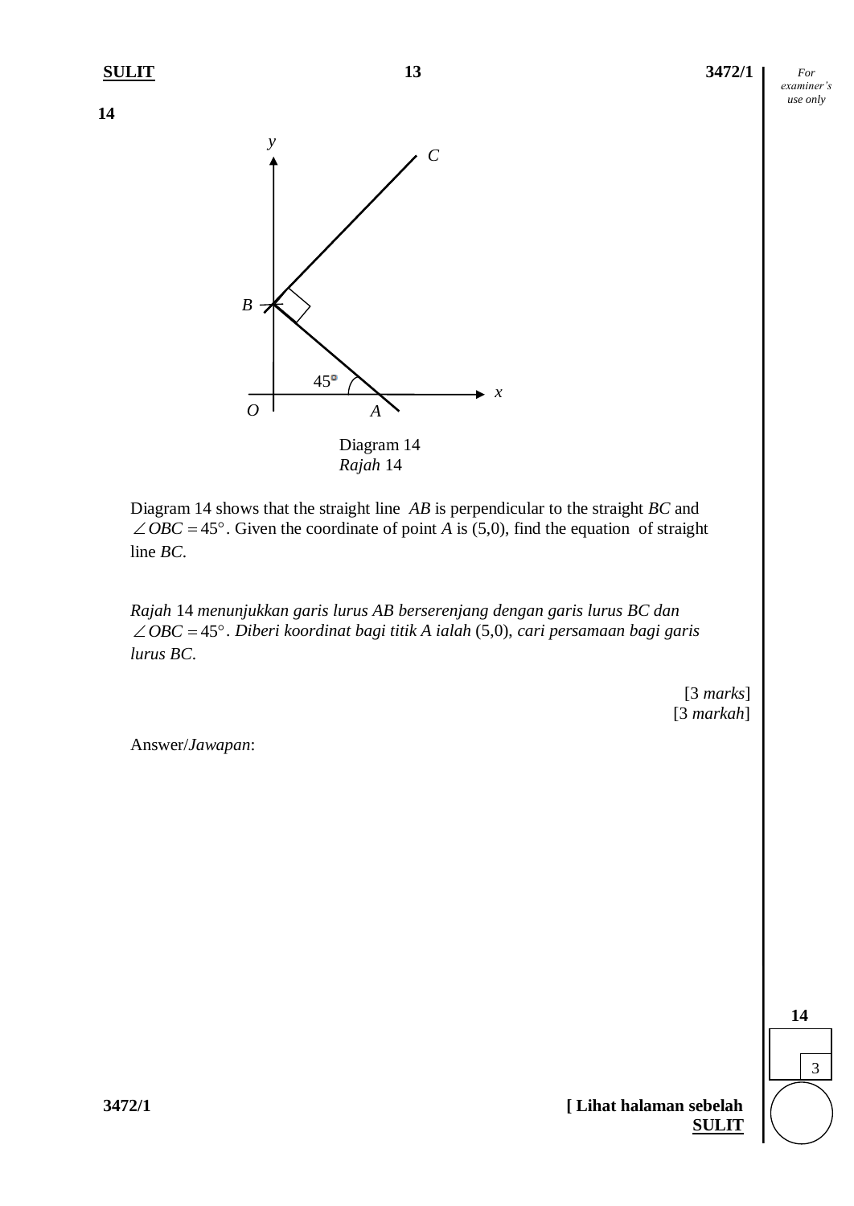**14**

Diagram 14
*Rajah* 14

Diagram 14 shows that the straight line *AB* is perpendicular to the straight *BC* and $\angle OBC = 45°$. Given the coordinate of point *A* is (5,0), find the equation of straight line *BC*.

*Rajah* 14 *menunjukkan garis lurus AB berserenjang dengan garis lurus BC dan* $\angle OBC = 45°$. *Diberi koordinat bagi titik A ialah* (5,0), *cari persamaan bagi garis lurus BC*.

[3 *marks*]
[3 *markah*]

Answer/*Jawapan*: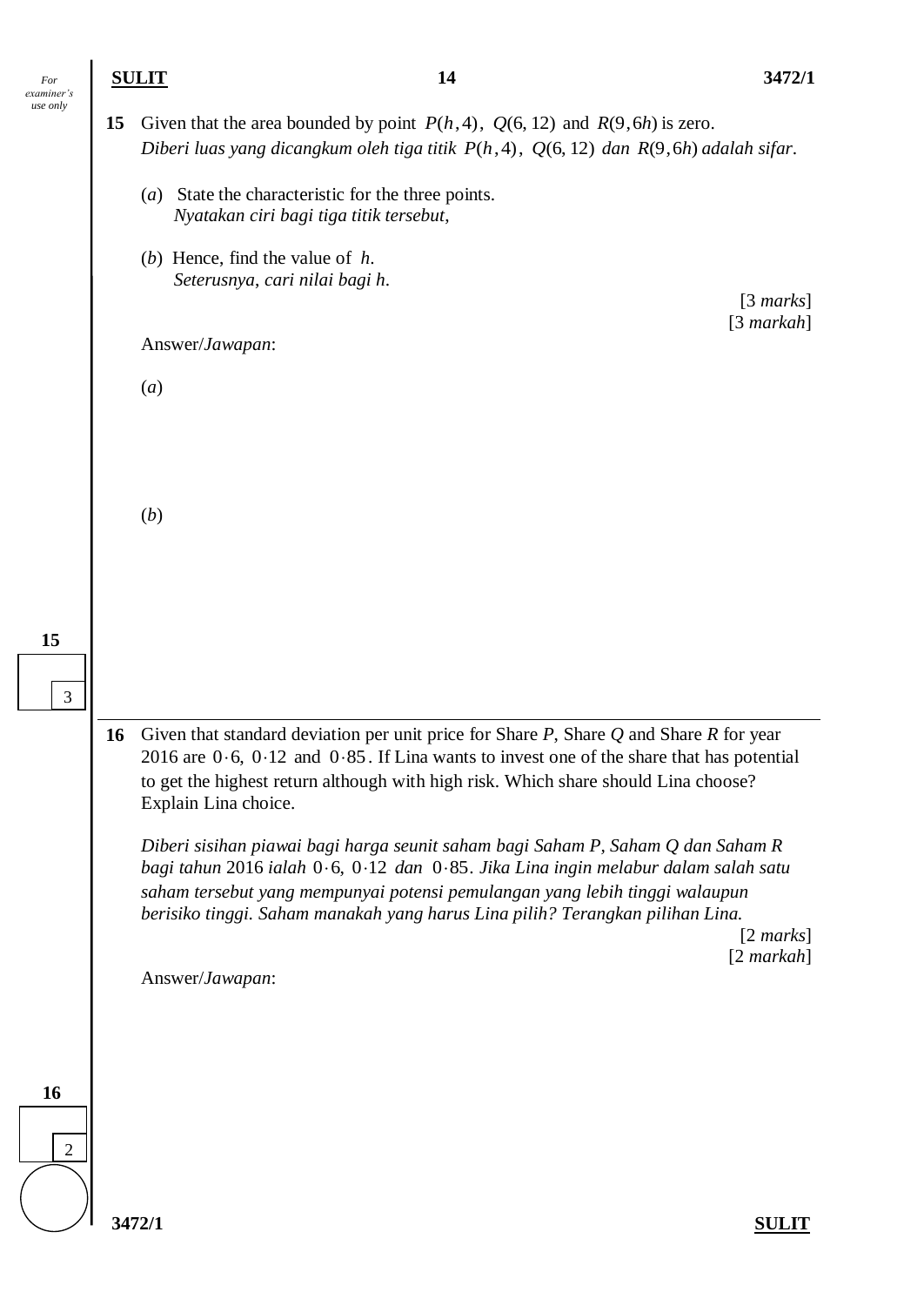**15** Given that the area bounded by point $P(h, 4)$, $Q(6, 12)$ and $R(9, 6h)$ is zero.
*Diberi luas yang dicangkum oleh tiga titik* $P(h, 4)$, $Q(6, 12)$ *dan* $R(9, 6h)$ *adalah sifar.*

(*a*) State the characteristic for the three points.
*Nyatakan ciri bagi tiga titik tersebut,*

(*b*) Hence, find the value of $h$.
*Seterusnya, cari nilai bagi h.*

[3 *marks*]
[3 *markah*]

Answer/*Jawapan*:

(*a*)

(*b*)

---

**16** Given that standard deviation per unit price for Share *P*, Share *Q* and Share *R* for year 2016 are $0{\cdot}6$, $0{\cdot}12$ and $0{\cdot}85$. If Lina wants to invest one of the share that has potential to get the highest return although with high risk. Which share should Lina choose? Explain Lina choice.

*Diberi sisihan piawai bagi harga seunit saham bagi Saham P, Saham Q dan Saham R bagi tahun* 2016 *ialah* $0{\cdot}6$, $0{\cdot}12$ *dan* $0{\cdot}85$. *Jika Lina ingin melabur dalam salah satu saham tersebut yang mempunyai potensi pemulangan yang lebih tinggi walaupun berisiko tinggi. Saham manakah yang harus Lina pilih? Terangkan pilihan Lina.*

[2 *marks*]
[2 *markah*]

Answer/*Jawapan*: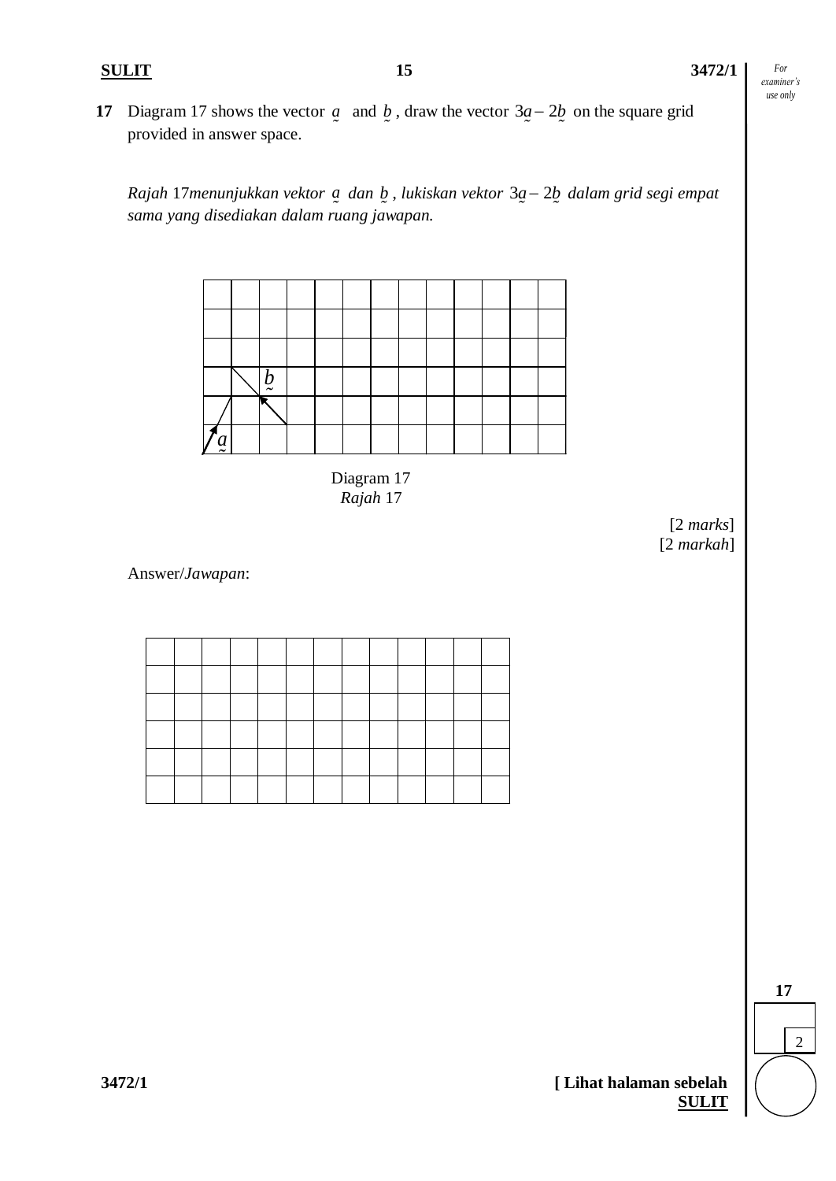**17** Diagram 17 shows the vector $\underset{\sim}{a}$ and $\underset{\sim}{b}$, draw the vector $3\underset{\sim}{a} - 2\underset{\sim}{b}$ on the square grid provided in answer space.

*Rajah* 17*menunjukkan vektor* $\underset{\sim}{a}$ *dan* $\underset{\sim}{b}$, *lukiskan vektor* $3\underset{\sim}{a} - 2\underset{\sim}{b}$ *dalam grid segi empat sama yang disediakan dalam ruang jawapan.*

Diagram 17
*Rajah* 17

[2 *marks*]
[2 *markah*]

Answer/*Jawapan*:

For examiner's use only

17

2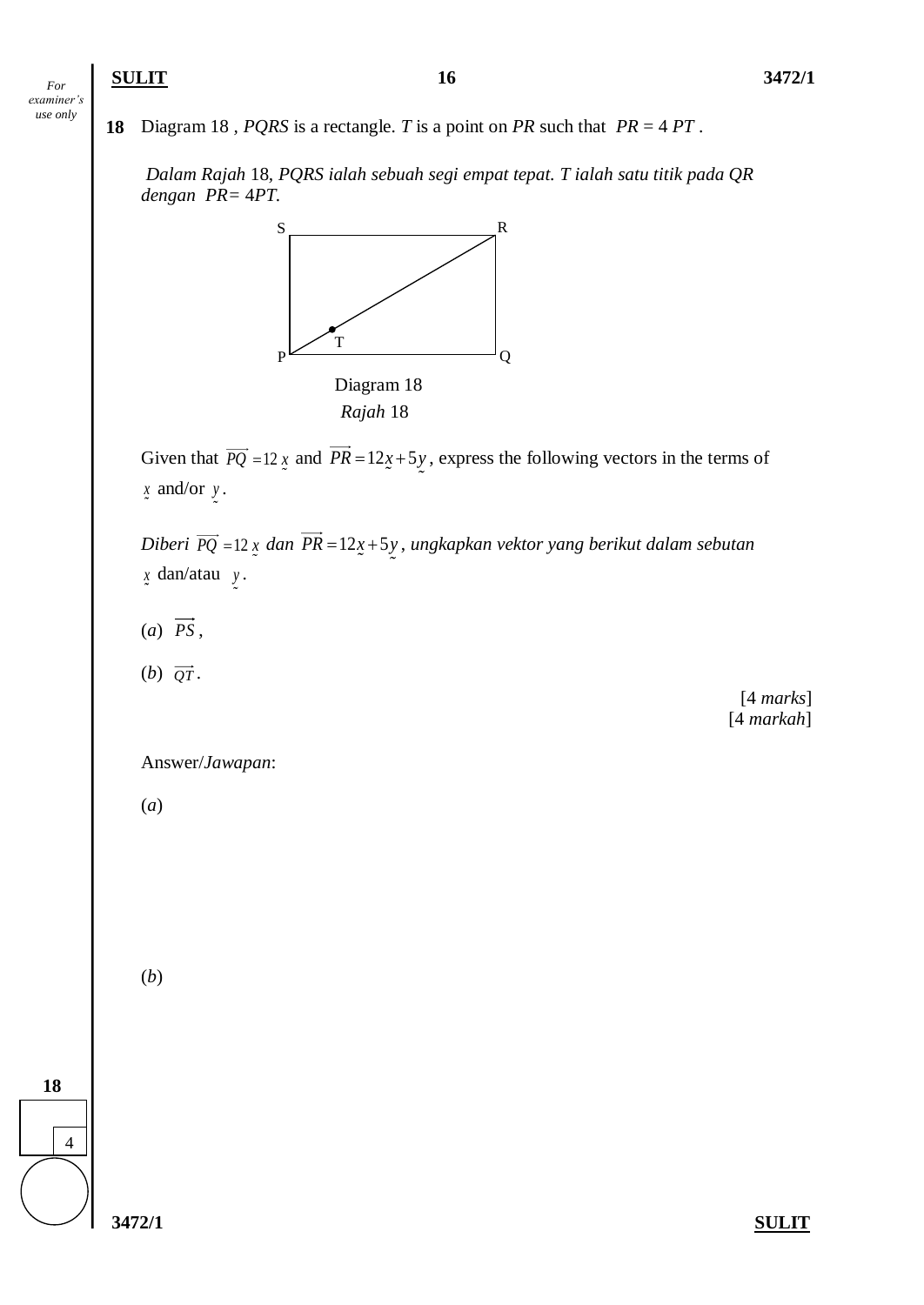**18** Diagram 18 , *PQRS* is a rectangle. *T* is a point on *PR* such that $PR = 4\,PT$ .

*Dalam Rajah* 18, *PQRS ialah sebuah segi empat tepat. T ialah satu titik pada QR dengan* $PR = 4PT$.

Diagram 18

*Rajah* 18

Given that $\overrightarrow{PQ} = 12\,\underset{\sim}{x}$ and $\overrightarrow{PR} = 12\underset{\sim}{x} + 5\underset{\sim}{y}$, express the following vectors in the terms of $\underset{\sim}{x}$ and/or $\underset{\sim}{y}$.

*Diberi* $\overrightarrow{PQ} = 12\,\underset{\sim}{x}$ *dan* $\overrightarrow{PR} = 12\underset{\sim}{x} + 5\underset{\sim}{y}$, *ungkapkan vektor yang berikut dalam sebutan* $\underset{\sim}{x}$ dan/atau $\underset{\sim}{y}$.

(*a*) $\overrightarrow{PS}$ ,

(*b*) $\overrightarrow{QT}$ .

[4 *marks*]
[4 *markah*]

Answer/*Jawapan*:

(*a*)

(*b*)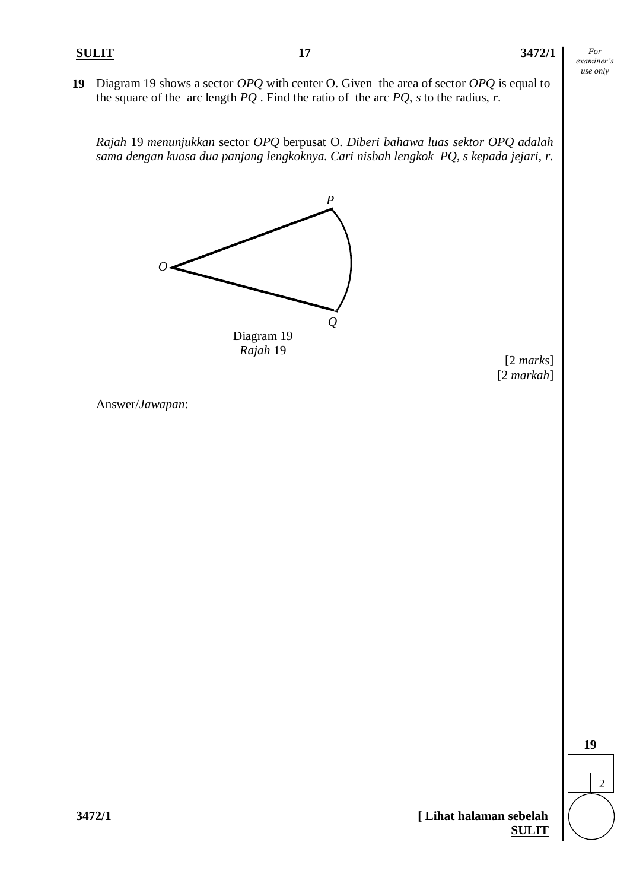**19** Diagram 19 shows a sector *OPQ* with center O. Given the area of sector *OPQ* is equal to the square of the arc length *PQ* . Find the ratio of the arc *PQ*, *s* to the radius, *r*.

*Rajah* 19 *menunjukkan* sector *OPQ* berpusat O. *Diberi bahawa luas sektor OPQ adalah sama dengan kuasa dua panjang lengkoknya. Cari nisbah lengkok PQ, s kepada jejari, r.*

Diagram 19
*Rajah* 19

[2 *marks*]
[2 *markah*]

Answer/*Jawapan*: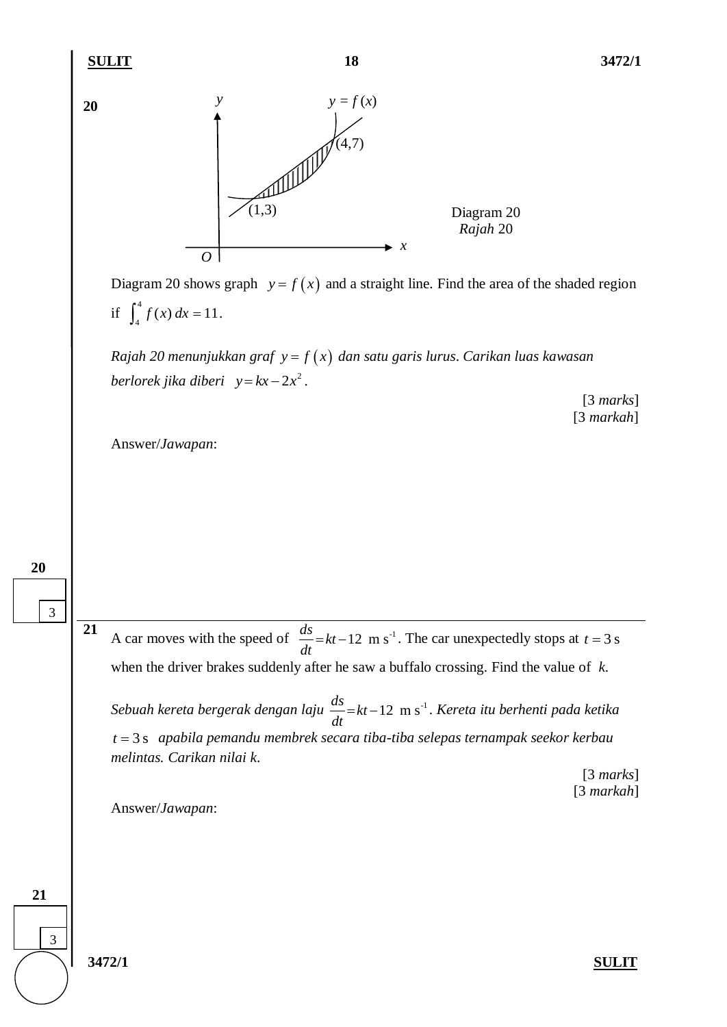**20**

Diagram 20 / *Rajah* 20

Diagram 20 shows graph $y = f(x)$ and a straight line. Find the area of the shaded region if $\int_4^4 f(x)\,dx = 11$.

*Rajah 20 menunjukkan graf* $y = f(x)$ *dan satu garis lurus. Carikan luas kawasan berlorek jika diberi* $y = kx - 2x^2$.

[3 *marks*]
[3 *markah*]

Answer/*Jawapan*:

---

**21** A car moves with the speed of $\frac{ds}{dt} = kt - 12$ m s$^{-1}$. The car unexpectedly stops at $t = 3$ s when the driver brakes suddenly after he saw a buffalo crossing. Find the value of $k$.

*Sebuah kereta bergerak dengan laju* $\frac{ds}{dt} = kt - 12$ m s$^{-1}$. *Kereta itu berhenti pada ketika* $t = 3$ s *apabila pemandu membrek secara tiba-tiba selepas ternampak seekor kerbau melintas. Carikan nilai* $k$.

[3 *marks*]
[3 *markah*]

Answer/*Jawapan*: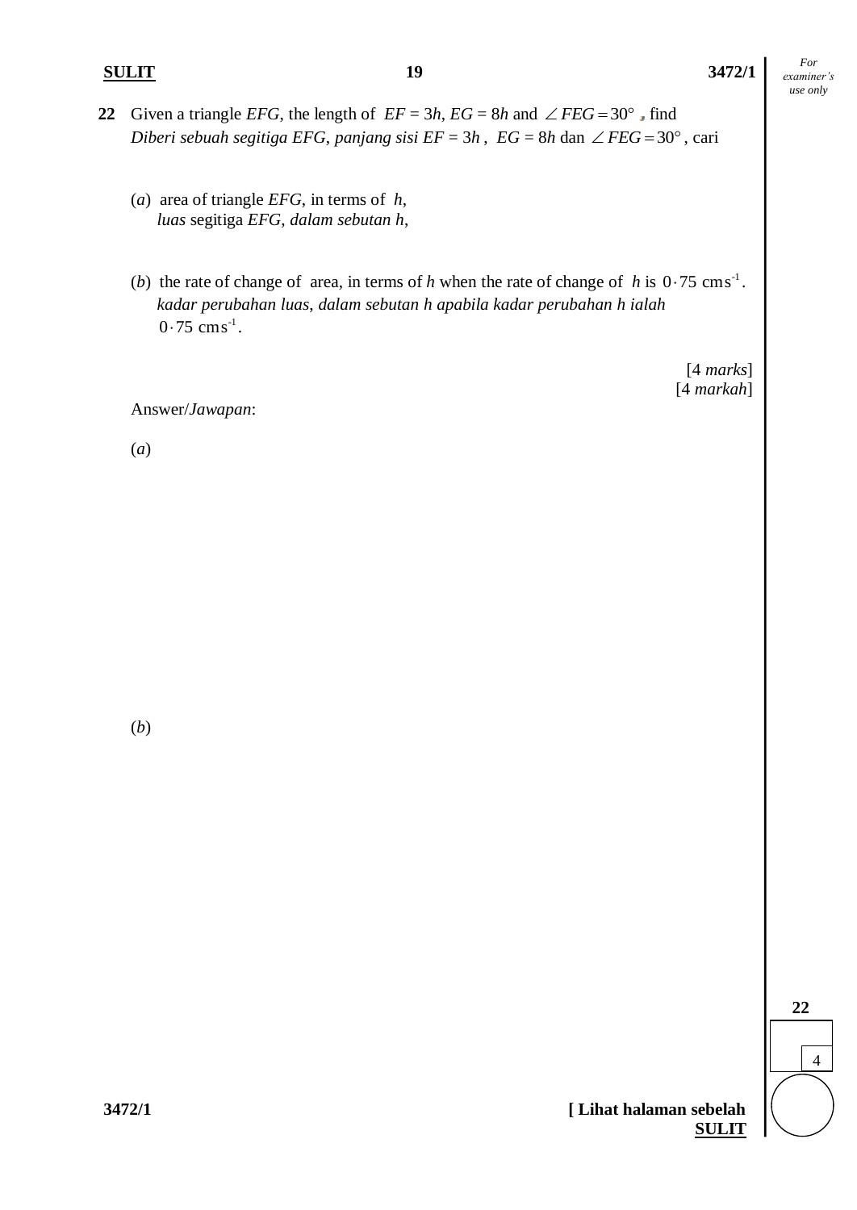**22** Given a triangle *EFG*, the length of $EF = 3h$, $EG = 8h$ and $\angle FEG = 30°$ , find
*Diberi sebuah segitiga EFG, panjang sisi* $EF = 3h$ , $EG = 8h$ dan $\angle FEG = 30°$ , cari

(*a*) area of triangle *EFG*, in terms of $h$,
*luas* segitiga *EFG*, *dalam sebutan h*,

(*b*) the rate of change of area, in terms of *h* when the rate of change of $h$ is $0 \cdot 75 \text{ cms}^{-1}$.
*kadar perubahan luas, dalam sebutan h apabila kadar perubahan h ialah* $0 \cdot 75 \text{ cms}^{-1}$.

[4 *marks*]
[4 *markah*]

Answer/*Jawapan*:

(*a*)

(*b*)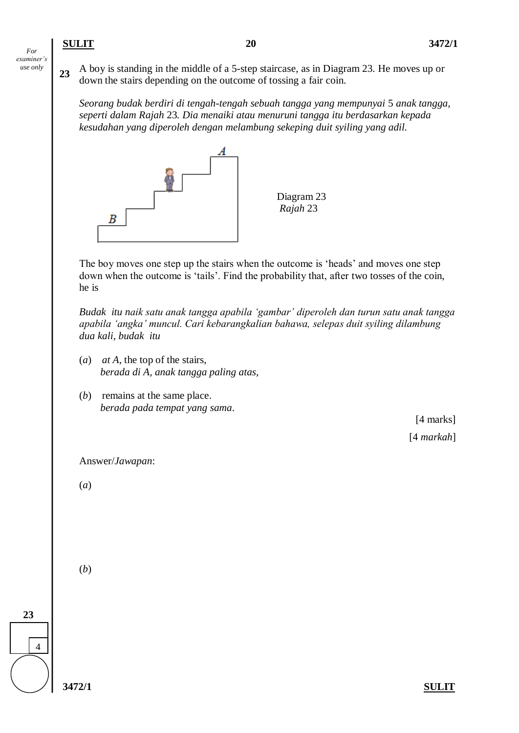**23** A boy is standing in the middle of a 5-step staircase, as in Diagram 23. He moves up or down the stairs depending on the outcome of tossing a fair coin.

*Seorang budak berdiri di tengah-tengah sebuah tangga yang mempunyai* 5 *anak tangga, seperti dalam Rajah* 23*. Dia menaiki atau menuruni tangga itu berdasarkan kepada kesudahan yang diperoleh dengan melambung sekeping duit syiling yang adil.*

Diagram 23
*Rajah* 23

The boy moves one step up the stairs when the outcome is 'heads' and moves one step down when the outcome is 'tails'. Find the probability that, after two tosses of the coin, he is

*Budak itu naik satu anak tangga apabila 'gambar' diperoleh dan turun satu anak tangga apabila 'angka' muncul. Cari kebarangkalian bahawa, selepas duit syiling dilambung dua kali, budak itu*

(*a*) *at A*, the top of the stairs,
*berada di A, anak tangga paling atas*,

(*b*) remains at the same place.
*berada pada tempat yang sama*.

[4 marks]
[4 *markah*]

Answer/*Jawapan*:

(*a*)

(*b*)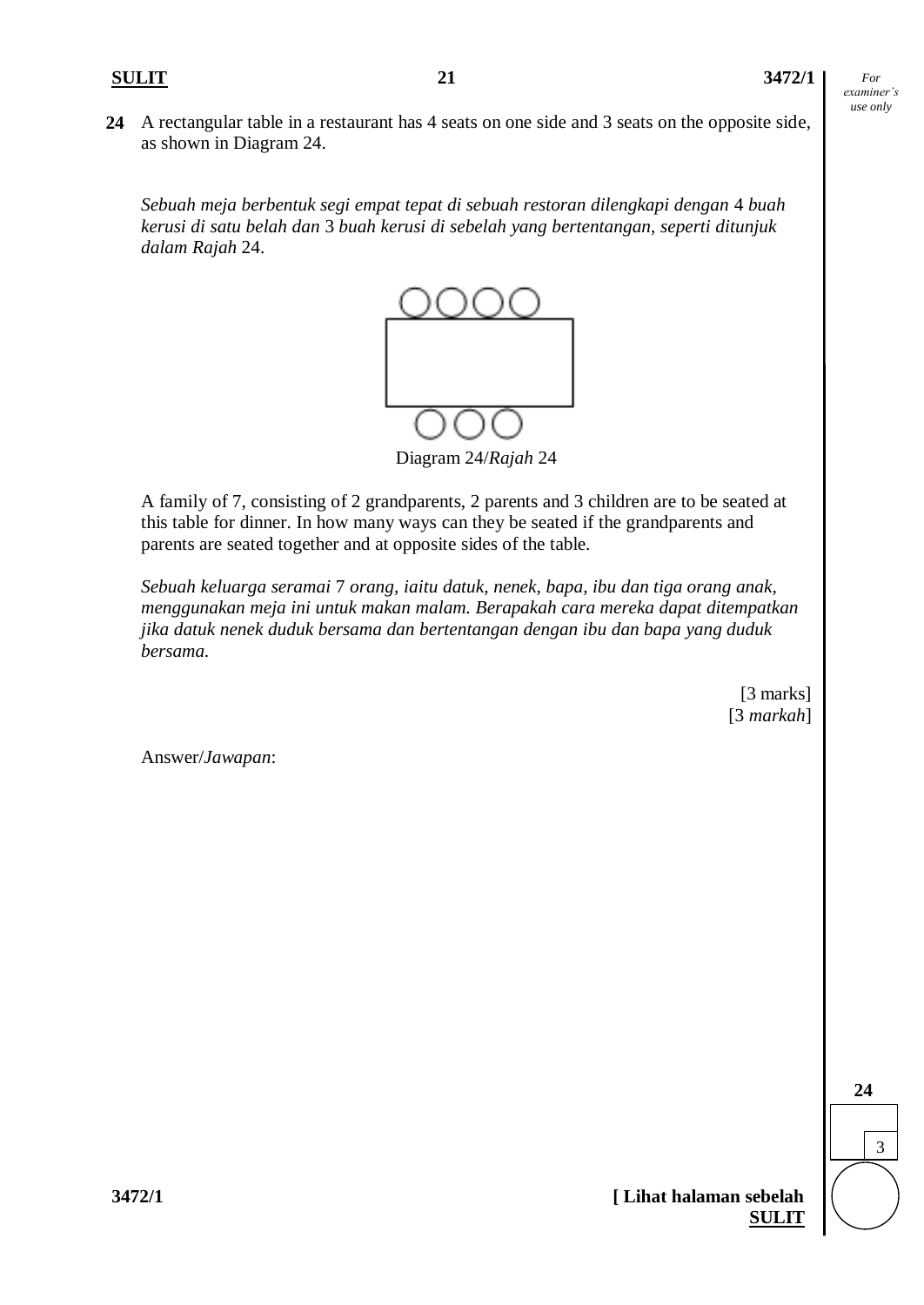**24** A rectangular table in a restaurant has 4 seats on one side and 3 seats on the opposite side, as shown in Diagram 24.

*Sebuah meja berbentuk segi empat tepat di sebuah restoran dilengkapi dengan* 4 *buah kerusi di satu belah dan* 3 *buah kerusi di sebelah yang bertentangan, seperti ditunjuk dalam Rajah* 24.

Diagram 24/*Rajah* 24

A family of 7, consisting of 2 grandparents, 2 parents and 3 children are to be seated at this table for dinner. In how many ways can they be seated if the grandparents and parents are seated together and at opposite sides of the table.

*Sebuah keluarga seramai* 7 *orang, iaitu datuk, nenek, bapa, ibu dan tiga orang anak, menggunakan meja ini untuk makan malam. Berapakah cara mereka dapat ditempatkan jika datuk nenek duduk bersama dan bertentangan dengan ibu dan bapa yang duduk bersama.*

[3 marks]
[3 *markah*]

Answer/*Jawapan*: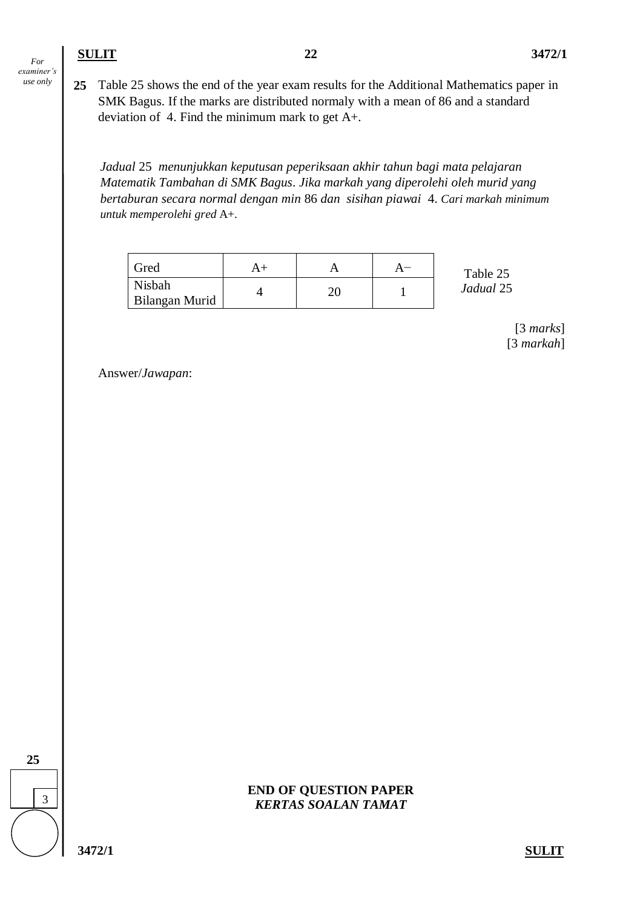**25** Table 25 shows the end of the year exam results for the Additional Mathematics paper in SMK Bagus. If the marks are distributed normaly with a mean of 86 and a standard deviation of 4. Find the minimum mark to get A+.

*Jadual* 25 *menunjukkan keputusan peperiksaan akhir tahun bagi mata pelajaran Matematik Tambahan di SMK Bagus. Jika markah yang diperolehi oleh murid yang bertaburan secara normal dengan min* 86 *dan sisihan piawai* 4. *Cari markah minimum untuk memperolehi gred* A+.

| Gred | A+ | A | A− |
|---|---|---|---|
| Nisbah Bilangan Murid | 4 | 20 | 1 |

Table 25
*Jadual* 25

[3 *marks*]
[3 *markah*]

Answer/*Jawapan*:

**END OF QUESTION PAPER**
***KERTAS SOALAN TAMAT***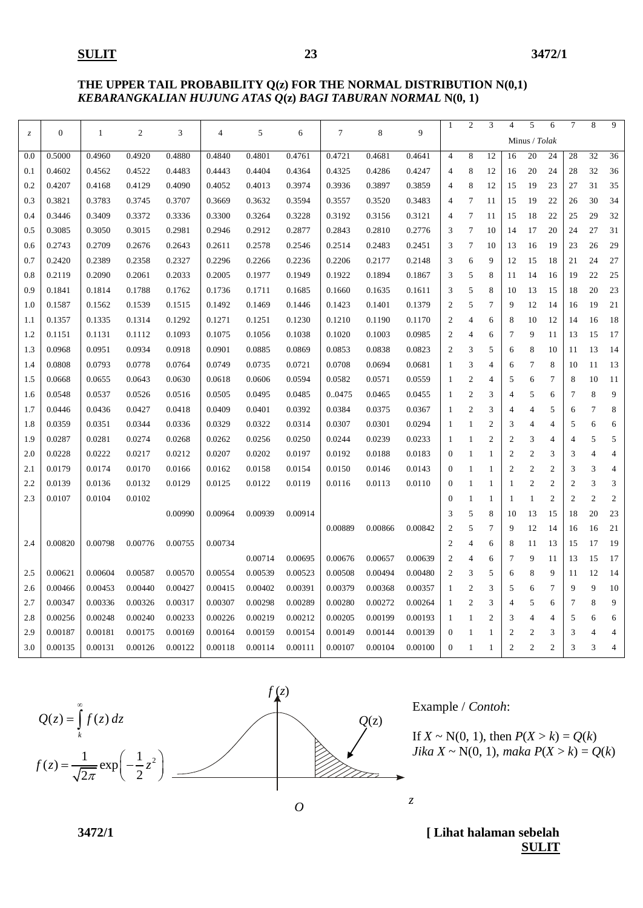**THE UPPER TAIL PROBABILITY Q(z) FOR THE NORMAL DISTRIBUTION N(0,1)**
***KEBARANGKALIAN HUJUNG ATAS Q(z) BAGI TABURAN NORMAL* N(0, 1)**

| z | 0 | 1 | 2 | 3 | 4 | 5 | 6 | 7 | 8 | 9 | 1 | 2 | 3 | 4 | 5 | 6 | 7 | 8 | 9 |
|---|---|---|---|---|---|---|---|---|---|---|---|---|---|---|---|---|---|---|---|
| | | | | | | | | | | | Minus / *Tolak* | | | | | | | | |
| 0.0 | 0.5000 | 0.4960 | 0.4920 | 0.4880 | 0.4840 | 0.4801 | 0.4761 | 0.4721 | 0.4681 | 0.4641 | 4 | 8 | 12 | 16 | 20 | 24 | 28 | 32 | 36 |
| 0.1 | 0.4602 | 0.4562 | 0.4522 | 0.4483 | 0.4443 | 0.4404 | 0.4364 | 0.4325 | 0.4286 | 0.4247 | 4 | 8 | 12 | 16 | 20 | 24 | 28 | 32 | 36 |
| 0.2 | 0.4207 | 0.4168 | 0.4129 | 0.4090 | 0.4052 | 0.4013 | 0.3974 | 0.3936 | 0.3897 | 0.3859 | 4 | 8 | 12 | 15 | 19 | 23 | 27 | 31 | 35 |
| 0.3 | 0.3821 | 0.3783 | 0.3745 | 0.3707 | 0.3669 | 0.3632 | 0.3594 | 0.3557 | 0.3520 | 0.3483 | 4 | 7 | 11 | 15 | 19 | 22 | 26 | 30 | 34 |
| 0.4 | 0.3446 | 0.3409 | 0.3372 | 0.3336 | 0.3300 | 0.3264 | 0.3228 | 0.3192 | 0.3156 | 0.3121 | 4 | 7 | 11 | 15 | 18 | 22 | 25 | 29 | 32 |
| 0.5 | 0.3085 | 0.3050 | 0.3015 | 0.2981 | 0.2946 | 0.2912 | 0.2877 | 0.2843 | 0.2810 | 0.2776 | 3 | 7 | 10 | 14 | 17 | 20 | 24 | 27 | 31 |
| 0.6 | 0.2743 | 0.2709 | 0.2676 | 0.2643 | 0.2611 | 0.2578 | 0.2546 | 0.2514 | 0.2483 | 0.2451 | 3 | 7 | 10 | 13 | 16 | 19 | 23 | 26 | 29 |
| 0.7 | 0.2420 | 0.2389 | 0.2358 | 0.2327 | 0.2296 | 0.2266 | 0.2236 | 0.2206 | 0.2177 | 0.2148 | 3 | 6 | 9 | 12 | 15 | 18 | 21 | 24 | 27 |
| 0.8 | 0.2119 | 0.2090 | 0.2061 | 0.2033 | 0.2005 | 0.1977 | 0.1949 | 0.1922 | 0.1894 | 0.1867 | 3 | 5 | 8 | 11 | 14 | 16 | 19 | 22 | 25 |
| 0.9 | 0.1841 | 0.1814 | 0.1788 | 0.1762 | 0.1736 | 0.1711 | 0.1685 | 0.1660 | 0.1635 | 0.1611 | 3 | 5 | 8 | 10 | 13 | 15 | 18 | 20 | 23 |
| 1.0 | 0.1587 | 0.1562 | 0.1539 | 0.1515 | 0.1492 | 0.1469 | 0.1446 | 0.1423 | 0.1401 | 0.1379 | 2 | 5 | 7 | 9 | 12 | 14 | 16 | 19 | 21 |
| 1.1 | 0.1357 | 0.1335 | 0.1314 | 0.1292 | 0.1271 | 0.1251 | 0.1230 | 0.1210 | 0.1190 | 0.1170 | 2 | 4 | 6 | 8 | 10 | 12 | 14 | 16 | 18 |
| 1.2 | 0.1151 | 0.1131 | 0.1112 | 0.1093 | 0.1075 | 0.1056 | 0.1038 | 0.1020 | 0.1003 | 0.0985 | 2 | 4 | 6 | 7 | 9 | 11 | 13 | 15 | 17 |
| 1.3 | 0.0968 | 0.0951 | 0.0934 | 0.0918 | 0.0901 | 0.0885 | 0.0869 | 0.0853 | 0.0838 | 0.0823 | 2 | 3 | 5 | 6 | 8 | 10 | 11 | 13 | 14 |
| 1.4 | 0.0808 | 0.0793 | 0.0778 | 0.0764 | 0.0749 | 0.0735 | 0.0721 | 0.0708 | 0.0694 | 0.0681 | 1 | 3 | 4 | 6 | 7 | 8 | 10 | 11 | 13 |
| 1.5 | 0.0668 | 0.0655 | 0.0643 | 0.0630 | 0.0618 | 0.0606 | 0.0594 | 0.0582 | 0.0571 | 0.0559 | 1 | 2 | 4 | 5 | 6 | 7 | 8 | 10 | 11 |
| 1.6 | 0.0548 | 0.0537 | 0.0526 | 0.0516 | 0.0505 | 0.0495 | 0.0485 | 0..0475 | 0.0465 | 0.0455 | 1 | 2 | 3 | 4 | 5 | 6 | 7 | 8 | 9 |
| 1.7 | 0.0446 | 0.0436 | 0.0427 | 0.0418 | 0.0409 | 0.0401 | 0.0392 | 0.0384 | 0.0375 | 0.0367 | 1 | 2 | 3 | 4 | 4 | 5 | 6 | 7 | 8 |
| 1.8 | 0.0359 | 0.0351 | 0.0344 | 0.0336 | 0.0329 | 0.0322 | 0.0314 | 0.0307 | 0.0301 | 0.0294 | 1 | 1 | 2 | 3 | 4 | 4 | 5 | 6 | 6 |
| 1.9 | 0.0287 | 0.0281 | 0.0274 | 0.0268 | 0.0262 | 0.0256 | 0.0250 | 0.0244 | 0.0239 | 0.0233 | 1 | 1 | 2 | 2 | 3 | 4 | 4 | 5 | 5 |
| 2.0 | 0.0228 | 0.0222 | 0.0217 | 0.0212 | 0.0207 | 0.0202 | 0.0197 | 0.0192 | 0.0188 | 0.0183 | 0 | 1 | 1 | 2 | 2 | 3 | 3 | 4 | 4 |
| 2.1 | 0.0179 | 0.0174 | 0.0170 | 0.0166 | 0.0162 | 0.0158 | 0.0154 | 0.0150 | 0.0146 | 0.0143 | 0 | 1 | 1 | 2 | 2 | 2 | 3 | 3 | 4 |
| 2.2 | 0.0139 | 0.0136 | 0.0132 | 0.0129 | 0.0125 | 0.0122 | 0.0119 | 0.0116 | 0.0113 | 0.0110 | 0 | 1 | 1 | 1 | 2 | 2 | 2 | 3 | 3 |
| 2.3 | 0.0107 | 0.0104 | 0.0102 | | | | | | | | 0 | 1 | 1 | 1 | 1 | 2 | 2 | 2 | 2 |
| | | | | 0.00990 | 0.00964 | 0.00939 | 0.00914 | | | | 3 | 5 | 8 | 10 | 13 | 15 | 18 | 20 | 23 |
| | | | | | | | | 0.00889 | 0.00866 | 0.00842 | 2 | 5 | 7 | 9 | 12 | 14 | 16 | 16 | 21 |
| 2.4 | 0.00820 | 0.00798 | 0.00776 | 0.00755 | 0.00734 | | | | | | 2 | 4 | 6 | 8 | 11 | 13 | 15 | 17 | 19 |
| | | | | | | 0.00714 | 0.00695 | 0.00676 | 0.00657 | 0.00639 | 2 | 4 | 6 | 7 | 9 | 11 | 13 | 15 | 17 |
| 2.5 | 0.00621 | 0.00604 | 0.00587 | 0.00570 | 0.00554 | 0.00539 | 0.00523 | 0.00508 | 0.00494 | 0.00480 | 2 | 3 | 5 | 6 | 8 | 9 | 11 | 12 | 14 |
| 2.6 | 0.00466 | 0.00453 | 0.00440 | 0.00427 | 0.00415 | 0.00402 | 0.00391 | 0.00379 | 0.00368 | 0.00357 | 1 | 2 | 3 | 5 | 6 | 7 | 9 | 9 | 10 |
| 2.7 | 0.00347 | 0.00336 | 0.00326 | 0.00317 | 0.00307 | 0.00298 | 0.00289 | 0.00280 | 0.00272 | 0.00264 | 1 | 2 | 3 | 4 | 5 | 6 | 7 | 8 | 9 |
| 2.8 | 0.00256 | 0.00248 | 0.00240 | 0.00233 | 0.00226 | 0.00219 | 0.00212 | 0.00205 | 0.00199 | 0.00193 | 1 | 1 | 2 | 3 | 4 | 4 | 5 | 6 | 6 |
| 2.9 | 0.00187 | 0.00181 | 0.00175 | 0.00169 | 0.00164 | 0.00159 | 0.00154 | 0.00149 | 0.00144 | 0.00139 | 0 | 1 | 1 | 2 | 2 | 3 | 3 | 4 | 4 |
| 3.0 | 0.00135 | 0.00131 | 0.00126 | 0.00122 | 0.00118 | 0.00114 | 0.00111 | 0.00107 | 0.00104 | 0.00100 | 0 | 1 | 1 | 2 | 2 | 2 | 3 | 3 | 4 |

$$Q(z) = \int_k^\infty f(z)\,dz$$

$$f(z) = \frac{1}{\sqrt{2\pi}} \exp\left(-\frac{1}{2}z^2\right)$$

Example / *Contoh*:

If $X \sim N(0, 1)$, then $P(X > k) = Q(k)$
*Jika* $X \sim N(0, 1)$, *maka* $P(X > k) = Q(k)$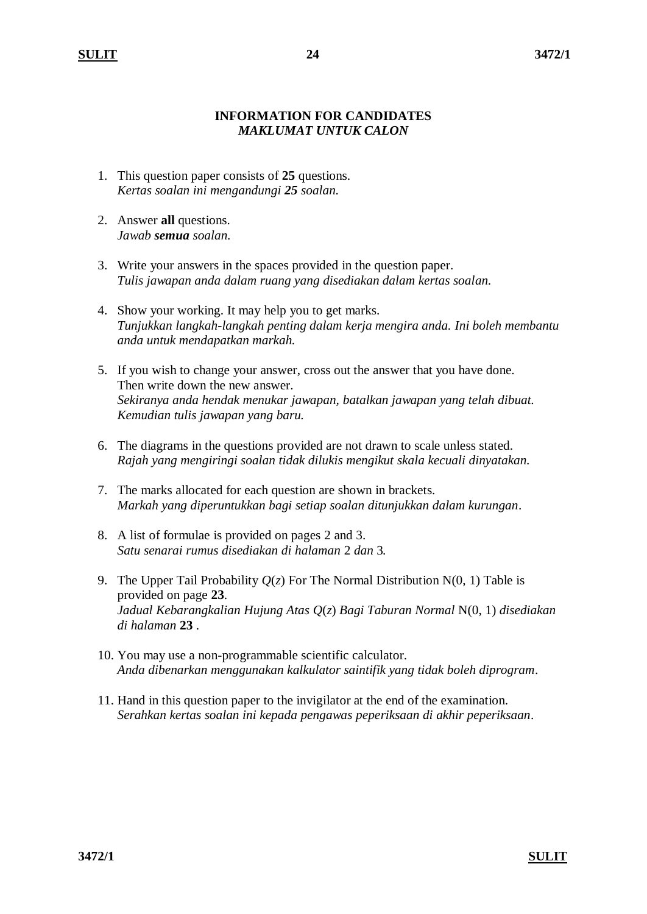## INFORMATION FOR CANDIDATES
## *MAKLUMAT UNTUK CALON*

1. This question paper consists of **25** questions.
   *Kertas soalan ini mengandungi **25** soalan.*

2. Answer **all** questions.
   *Jawab **semua** soalan.*

3. Write your answers in the spaces provided in the question paper.
   *Tulis jawapan anda dalam ruang yang disediakan dalam kertas soalan.*

4. Show your working. It may help you to get marks.
   *Tunjukkan langkah-langkah penting dalam kerja mengira anda. Ini boleh membantu anda untuk mendapatkan markah.*

5. If you wish to change your answer, cross out the answer that you have done. Then write down the new answer.
   *Sekiranya anda hendak menukar jawapan, batalkan jawapan yang telah dibuat. Kemudian tulis jawapan yang baru.*

6. The diagrams in the questions provided are not drawn to scale unless stated.
   *Rajah yang mengiringi soalan tidak dilukis mengikut skala kecuali dinyatakan.*

7. The marks allocated for each question are shown in brackets.
   *Markah yang diperuntukkan bagi setiap soalan ditunjukkan dalam kurungan.*

8. A list of formulae is provided on pages 2 and 3.
   *Satu senarai rumus disediakan di halaman* 2 *dan* 3*.*

9. The Upper Tail Probability $Q(z)$ For The Normal Distribution N(0, 1) Table is provided on page **23**.
   *Jadual Kebarangkalian Hujung Atas* $Q(z)$ *Bagi Taburan Normal* N(0, 1) *disediakan di halaman* **23** .

10. You may use a non-programmable scientific calculator.
    *Anda dibenarkan menggunakan kalkulator saintifik yang tidak boleh diprogram.*

11. Hand in this question paper to the invigilator at the end of the examination.
    *Serahkan kertas soalan ini kepada pengawas peperiksaan di akhir peperiksaan.*